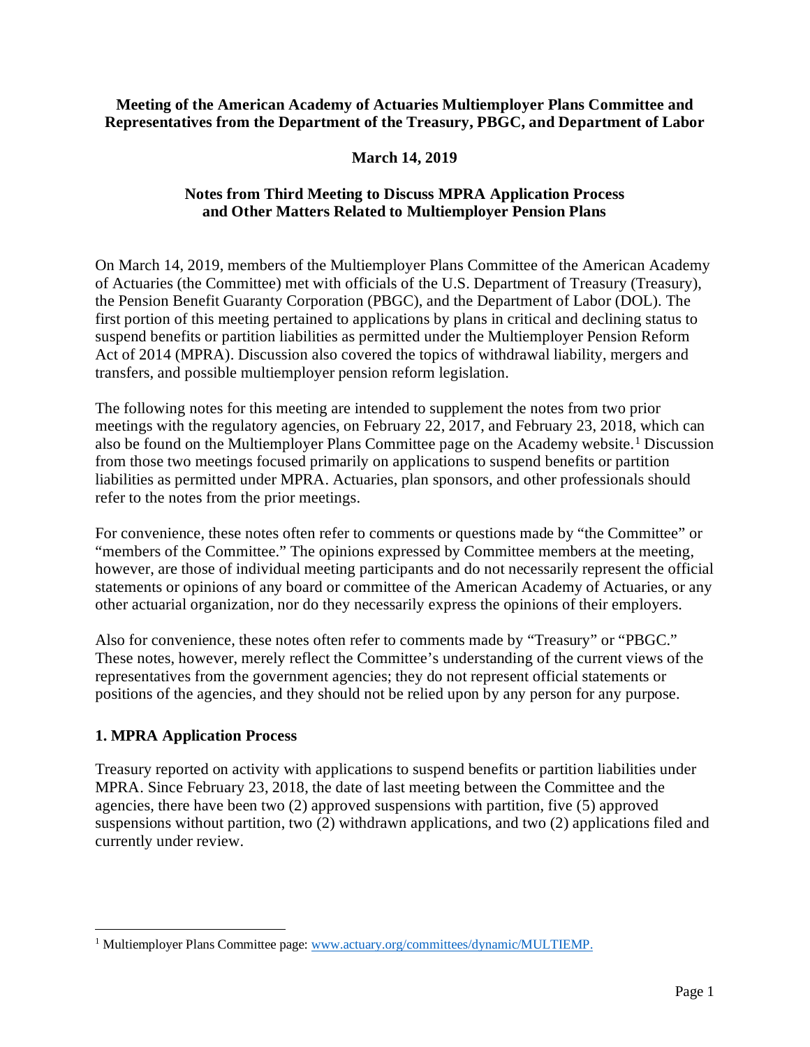**Meeting of the American Academy of Actuaries Multiemployer Plans Committee and Representatives from the Department of the Treasury, PBGC, and Department of Labor**

**March 14, 2019**

**Notes from Third Meeting to Discuss MPRA Application Process and Other Matters Related to Multiemployer Pension Plans**

On March 14, 2019, members of the Multiemployer Plans Committee of the American Academy of Actuaries (the Committee) met with officials of the U.S. Department of Treasury (Treasury), the Pension Benefit Guaranty Corporation (PBGC), and the Department of Labor (DOL). The first portion of this meeting pertained to applications by plans in critical and declining status to suspend benefits or partition liabilities as permitted under the Multiemployer Pension Reform Act of 2014 (MPRA). Discussion also covered the topics of withdrawal liability, mergers and transfers, and possible multiemployer pension reform legislation.

The following notes for this meeting are intended to supplement the notes from two prior meetings with the regulatory agencies, on February 22, 2017, and February 23, 2018, which can also be found on the Multiemployer Plans Committee page on the Academy website.[1] Discussion from those two meetings focused primarily on applications to suspend benefits or partition liabilities as permitted under MPRA. Actuaries, plan sponsors, and other professionals should refer to the notes from the prior meetings.

For convenience, these notes often refer to comments or questions made by "the Committee" or "members of the Committee." The opinions expressed by Committee members at the meeting, however, are those of individual meeting participants and do not necessarily represent the official statements or opinions of any board or committee of the American Academy of Actuaries, or any other actuarial organization, nor do they necessarily express the opinions of their employers.

Also for convenience, these notes often refer to comments made by "Treasury" or "PBGC." These notes, however, merely reflect the Committee's understanding of the current views of the representatives from the government agencies; they do not represent official statements or positions of the agencies, and they should not be relied upon by any person for any purpose.

## 1. MPRA Application Process

Treasury reported on activity with applications to suspend benefits or partition liabilities under MPRA. Since February 23, 2018, the date of last meeting between the Committee and the agencies, there have been two (2) approved suspensions with partition, five (5) approved suspensions without partition, two (2) withdrawn applications, and two (2) applications filed and currently under review.

[1] Multiemployer Plans Committee page: www.actuary.org/committees/dynamic/MULTIEMP.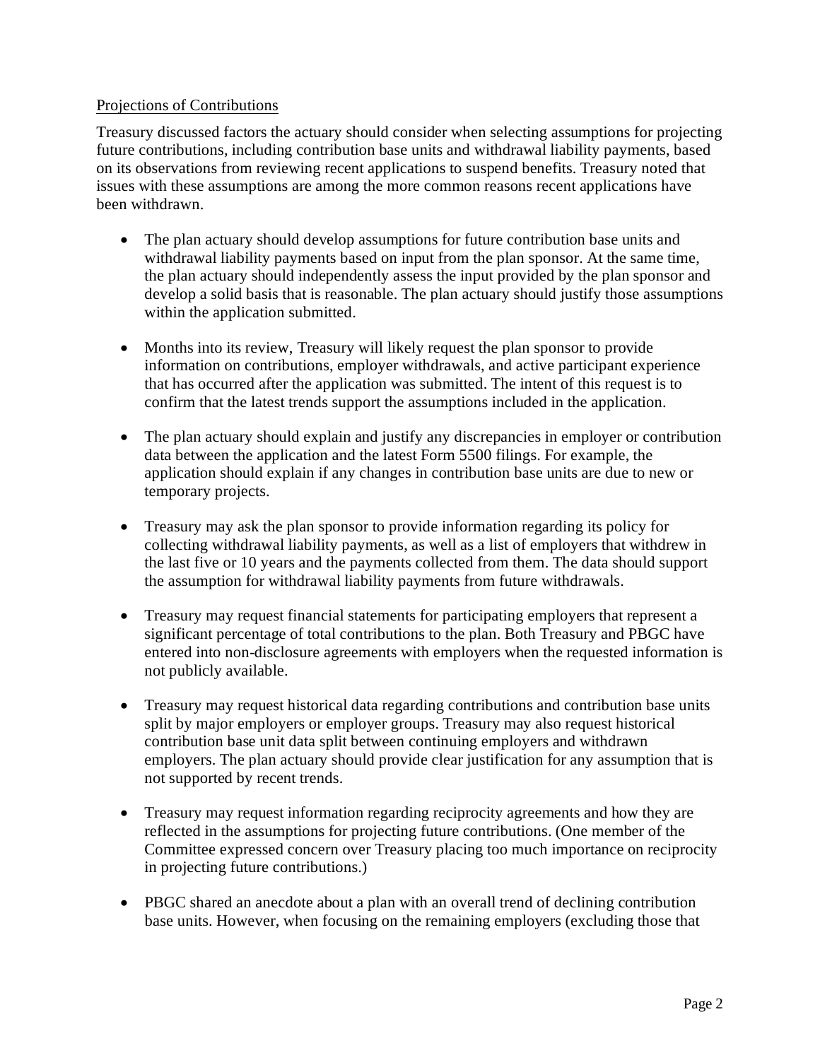Projections of Contributions

Treasury discussed factors the actuary should consider when selecting assumptions for projecting future contributions, including contribution base units and withdrawal liability payments, based on its observations from reviewing recent applications to suspend benefits. Treasury noted that issues with these assumptions are among the more common reasons recent applications have been withdrawn.

- The plan actuary should develop assumptions for future contribution base units and withdrawal liability payments based on input from the plan sponsor. At the same time, the plan actuary should independently assess the input provided by the plan sponsor and develop a solid basis that is reasonable. The plan actuary should justify those assumptions within the application submitted.

- Months into its review, Treasury will likely request the plan sponsor to provide information on contributions, employer withdrawals, and active participant experience that has occurred after the application was submitted. The intent of this request is to confirm that the latest trends support the assumptions included in the application.

- The plan actuary should explain and justify any discrepancies in employer or contribution data between the application and the latest Form 5500 filings. For example, the application should explain if any changes in contribution base units are due to new or temporary projects.

- Treasury may ask the plan sponsor to provide information regarding its policy for collecting withdrawal liability payments, as well as a list of employers that withdrew in the last five or 10 years and the payments collected from them. The data should support the assumption for withdrawal liability payments from future withdrawals.

- Treasury may request financial statements for participating employers that represent a significant percentage of total contributions to the plan. Both Treasury and PBGC have entered into non-disclosure agreements with employers when the requested information is not publicly available.

- Treasury may request historical data regarding contributions and contribution base units split by major employers or employer groups. Treasury may also request historical contribution base unit data split between continuing employers and withdrawn employers. The plan actuary should provide clear justification for any assumption that is not supported by recent trends.

- Treasury may request information regarding reciprocity agreements and how they are reflected in the assumptions for projecting future contributions. (One member of the Committee expressed concern over Treasury placing too much importance on reciprocity in projecting future contributions.)

- PBGC shared an anecdote about a plan with an overall trend of declining contribution base units. However, when focusing on the remaining employers (excluding those that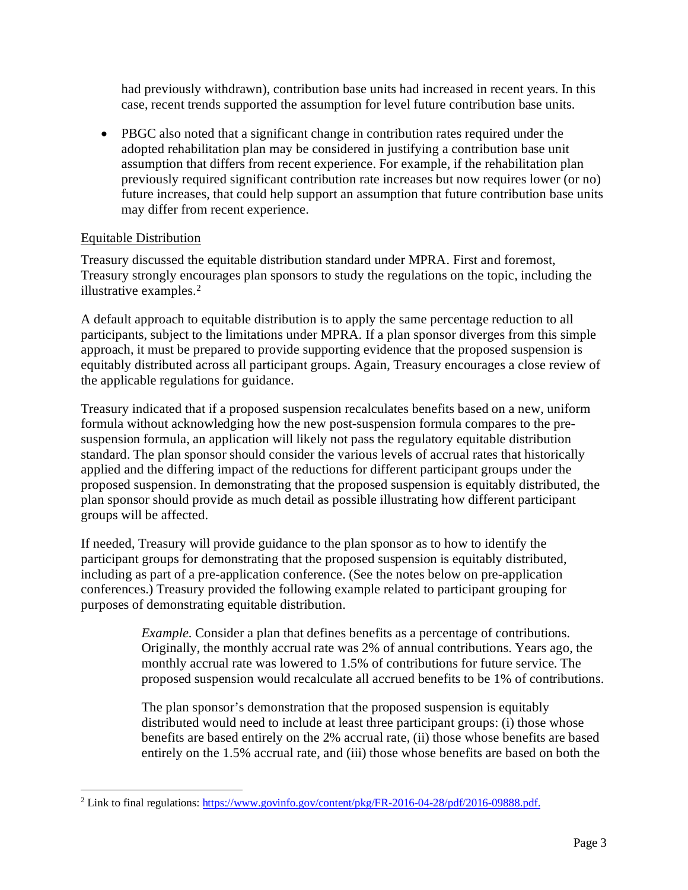had previously withdrawn), contribution base units had increased in recent years. In this case, recent trends supported the assumption for level future contribution base units.

- PBGC also noted that a significant change in contribution rates required under the adopted rehabilitation plan may be considered in justifying a contribution base unit assumption that differs from recent experience. For example, if the rehabilitation plan previously required significant contribution rate increases but now requires lower (or no) future increases, that could help support an assumption that future contribution base units may differ from recent experience.

## Equitable Distribution

Treasury discussed the equitable distribution standard under MPRA. First and foremost, Treasury strongly encourages plan sponsors to study the regulations on the topic, including the illustrative examples.[2]

A default approach to equitable distribution is to apply the same percentage reduction to all participants, subject to the limitations under MPRA. If a plan sponsor diverges from this simple approach, it must be prepared to provide supporting evidence that the proposed suspension is equitably distributed across all participant groups. Again, Treasury encourages a close review of the applicable regulations for guidance.

Treasury indicated that if a proposed suspension recalculates benefits based on a new, uniform formula without acknowledging how the new post-suspension formula compares to the pre-suspension formula, an application will likely not pass the regulatory equitable distribution standard. The plan sponsor should consider the various levels of accrual rates that historically applied and the differing impact of the reductions for different participant groups under the proposed suspension. In demonstrating that the proposed suspension is equitably distributed, the plan sponsor should provide as much detail as possible illustrating how different participant groups will be affected.

If needed, Treasury will provide guidance to the plan sponsor as to how to identify the participant groups for demonstrating that the proposed suspension is equitably distributed, including as part of a pre-application conference. (See the notes below on pre-application conferences.) Treasury provided the following example related to participant grouping for purposes of demonstrating equitable distribution.

> *Example*. Consider a plan that defines benefits as a percentage of contributions. Originally, the monthly accrual rate was 2% of annual contributions. Years ago, the monthly accrual rate was lowered to 1.5% of contributions for future service. The proposed suspension would recalculate all accrued benefits to be 1% of contributions.
>
> The plan sponsor's demonstration that the proposed suspension is equitably distributed would need to include at least three participant groups: (i) those whose benefits are based entirely on the 2% accrual rate, (ii) those whose benefits are based entirely on the 1.5% accrual rate, and (iii) those whose benefits are based on both the

[2] Link to final regulations: https://www.govinfo.gov/content/pkg/FR-2016-04-28/pdf/2016-09888.pdf.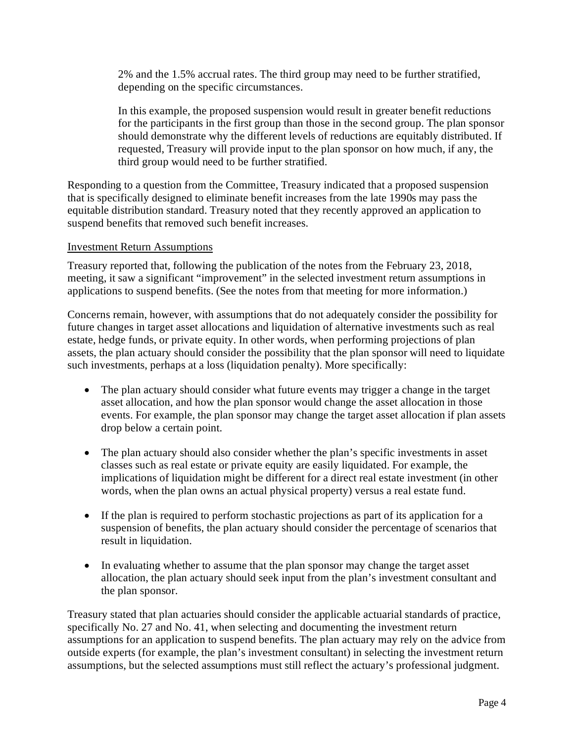> 2% and the 1.5% accrual rates. The third group may need to be further stratified, depending on the specific circumstances.
>
> In this example, the proposed suspension would result in greater benefit reductions for the participants in the first group than those in the second group. The plan sponsor should demonstrate why the different levels of reductions are equitably distributed. If requested, Treasury will provide input to the plan sponsor on how much, if any, the third group would need to be further stratified.

Responding to a question from the Committee, Treasury indicated that a proposed suspension that is specifically designed to eliminate benefit increases from the late 1990s may pass the equitable distribution standard. Treasury noted that they recently approved an application to suspend benefits that removed such benefit increases.

Investment Return Assumptions

Treasury reported that, following the publication of the notes from the February 23, 2018, meeting, it saw a significant "improvement" in the selected investment return assumptions in applications to suspend benefits. (See the notes from that meeting for more information.)

Concerns remain, however, with assumptions that do not adequately consider the possibility for future changes in target asset allocations and liquidation of alternative investments such as real estate, hedge funds, or private equity. In other words, when performing projections of plan assets, the plan actuary should consider the possibility that the plan sponsor will need to liquidate such investments, perhaps at a loss (liquidation penalty). More specifically:

- The plan actuary should consider what future events may trigger a change in the target asset allocation, and how the plan sponsor would change the asset allocation in those events. For example, the plan sponsor may change the target asset allocation if plan assets drop below a certain point.
- The plan actuary should also consider whether the plan's specific investments in asset classes such as real estate or private equity are easily liquidated. For example, the implications of liquidation might be different for a direct real estate investment (in other words, when the plan owns an actual physical property) versus a real estate fund.
- If the plan is required to perform stochastic projections as part of its application for a suspension of benefits, the plan actuary should consider the percentage of scenarios that result in liquidation.
- In evaluating whether to assume that the plan sponsor may change the target asset allocation, the plan actuary should seek input from the plan's investment consultant and the plan sponsor.

Treasury stated that plan actuaries should consider the applicable actuarial standards of practice, specifically No. 27 and No. 41, when selecting and documenting the investment return assumptions for an application to suspend benefits. The plan actuary may rely on the advice from outside experts (for example, the plan's investment consultant) in selecting the investment return assumptions, but the selected assumptions must still reflect the actuary's professional judgment.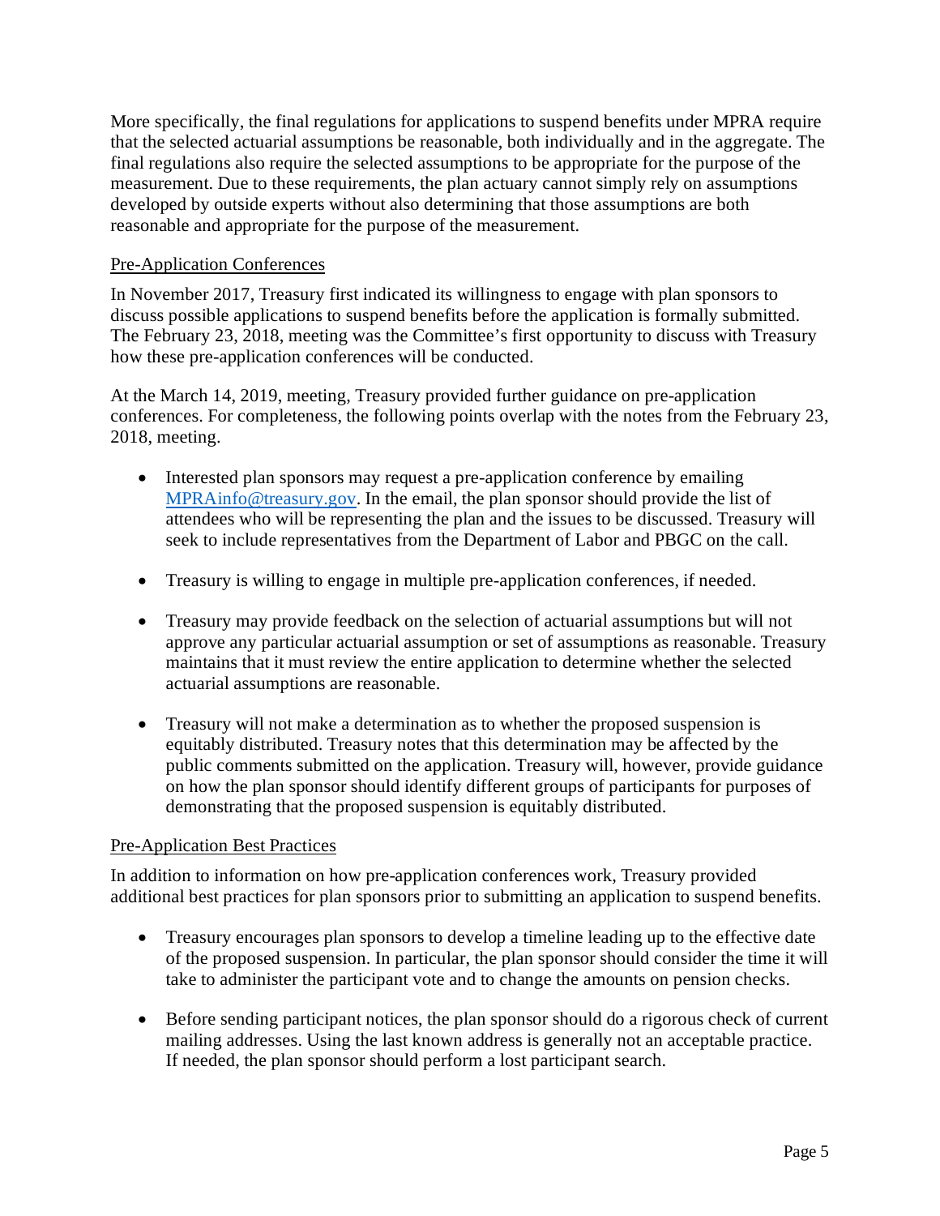More specifically, the final regulations for applications to suspend benefits under MPRA require that the selected actuarial assumptions be reasonable, both individually and in the aggregate. The final regulations also require the selected assumptions to be appropriate for the purpose of the measurement. Due to these requirements, the plan actuary cannot simply rely on assumptions developed by outside experts without also determining that those assumptions are both reasonable and appropriate for the purpose of the measurement.

## Pre-Application Conferences

In November 2017, Treasury first indicated its willingness to engage with plan sponsors to discuss possible applications to suspend benefits before the application is formally submitted. The February 23, 2018, meeting was the Committee's first opportunity to discuss with Treasury how these pre-application conferences will be conducted.

At the March 14, 2019, meeting, Treasury provided further guidance on pre-application conferences. For completeness, the following points overlap with the notes from the February 23, 2018, meeting.

- Interested plan sponsors may request a pre-application conference by emailing MPRAinfo@treasury.gov. In the email, the plan sponsor should provide the list of attendees who will be representing the plan and the issues to be discussed. Treasury will seek to include representatives from the Department of Labor and PBGC on the call.
- Treasury is willing to engage in multiple pre-application conferences, if needed.
- Treasury may provide feedback on the selection of actuarial assumptions but will not approve any particular actuarial assumption or set of assumptions as reasonable. Treasury maintains that it must review the entire application to determine whether the selected actuarial assumptions are reasonable.
- Treasury will not make a determination as to whether the proposed suspension is equitably distributed. Treasury notes that this determination may be affected by the public comments submitted on the application. Treasury will, however, provide guidance on how the plan sponsor should identify different groups of participants for purposes of demonstrating that the proposed suspension is equitably distributed.

## Pre-Application Best Practices

In addition to information on how pre-application conferences work, Treasury provided additional best practices for plan sponsors prior to submitting an application to suspend benefits.

- Treasury encourages plan sponsors to develop a timeline leading up to the effective date of the proposed suspension. In particular, the plan sponsor should consider the time it will take to administer the participant vote and to change the amounts on pension checks.
- Before sending participant notices, the plan sponsor should do a rigorous check of current mailing addresses. Using the last known address is generally not an acceptable practice. If needed, the plan sponsor should perform a lost participant search.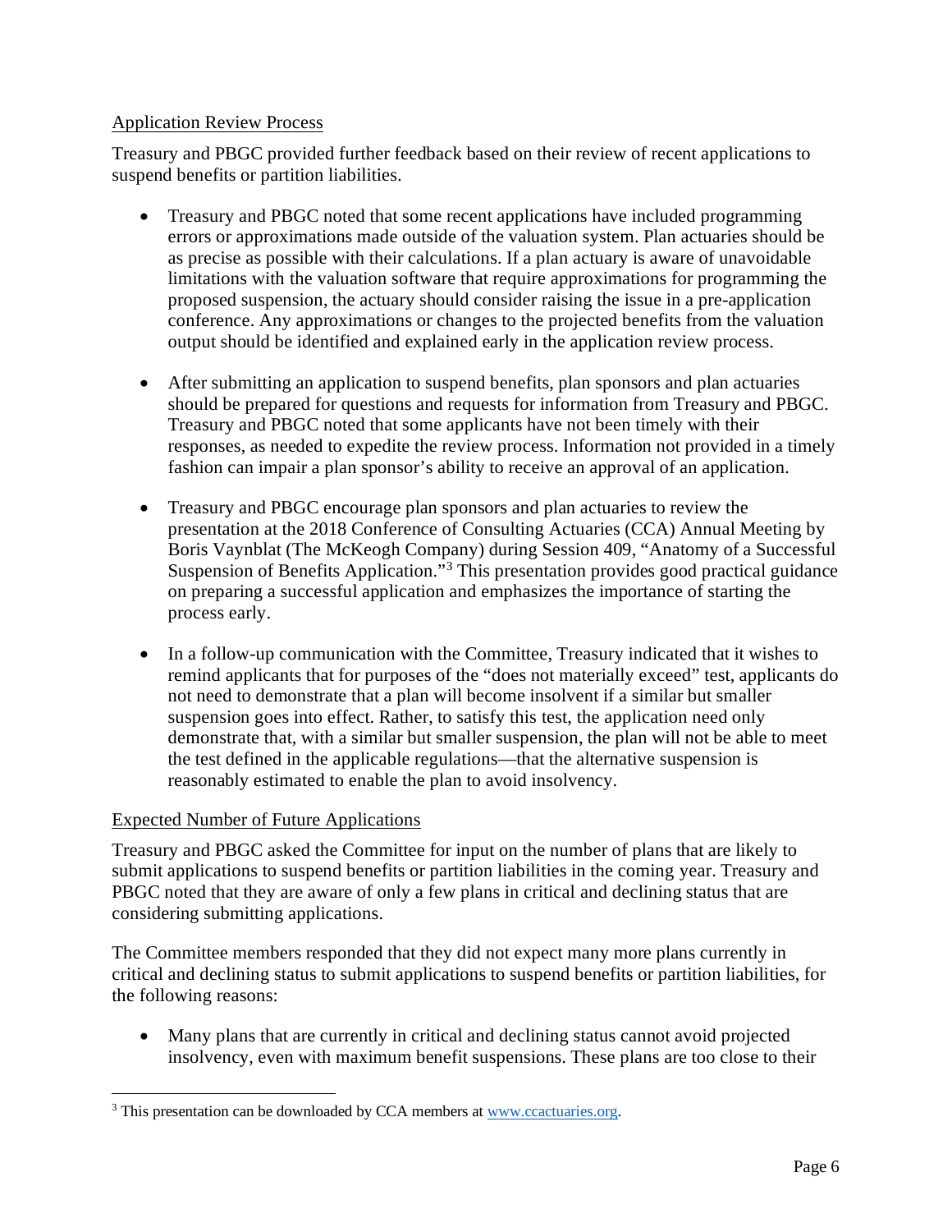Application Review Process

Treasury and PBGC provided further feedback based on their review of recent applications to suspend benefits or partition liabilities.

- Treasury and PBGC noted that some recent applications have included programming errors or approximations made outside of the valuation system. Plan actuaries should be as precise as possible with their calculations. If a plan actuary is aware of unavoidable limitations with the valuation software that require approximations for programming the proposed suspension, the actuary should consider raising the issue in a pre-application conference. Any approximations or changes to the projected benefits from the valuation output should be identified and explained early in the application review process.

- After submitting an application to suspend benefits, plan sponsors and plan actuaries should be prepared for questions and requests for information from Treasury and PBGC. Treasury and PBGC noted that some applicants have not been timely with their responses, as needed to expedite the review process. Information not provided in a timely fashion can impair a plan sponsor's ability to receive an approval of an application.

- Treasury and PBGC encourage plan sponsors and plan actuaries to review the presentation at the 2018 Conference of Consulting Actuaries (CCA) Annual Meeting by Boris Vaynblat (The McKeogh Company) during Session 409, "Anatomy of a Successful Suspension of Benefits Application."[3] This presentation provides good practical guidance on preparing a successful application and emphasizes the importance of starting the process early.

- In a follow-up communication with the Committee, Treasury indicated that it wishes to remind applicants that for purposes of the "does not materially exceed" test, applicants do not need to demonstrate that a plan will become insolvent if a similar but smaller suspension goes into effect. Rather, to satisfy this test, the application need only demonstrate that, with a similar but smaller suspension, the plan will not be able to meet the test defined in the applicable regulations—that the alternative suspension is reasonably estimated to enable the plan to avoid insolvency.

Expected Number of Future Applications

Treasury and PBGC asked the Committee for input on the number of plans that are likely to submit applications to suspend benefits or partition liabilities in the coming year. Treasury and PBGC noted that they are aware of only a few plans in critical and declining status that are considering submitting applications.

The Committee members responded that they did not expect many more plans currently in critical and declining status to submit applications to suspend benefits or partition liabilities, for the following reasons:

- Many plans that are currently in critical and declining status cannot avoid projected insolvency, even with maximum benefit suspensions. These plans are too close to their

[3] This presentation can be downloaded by CCA members at www.ccactuaries.org.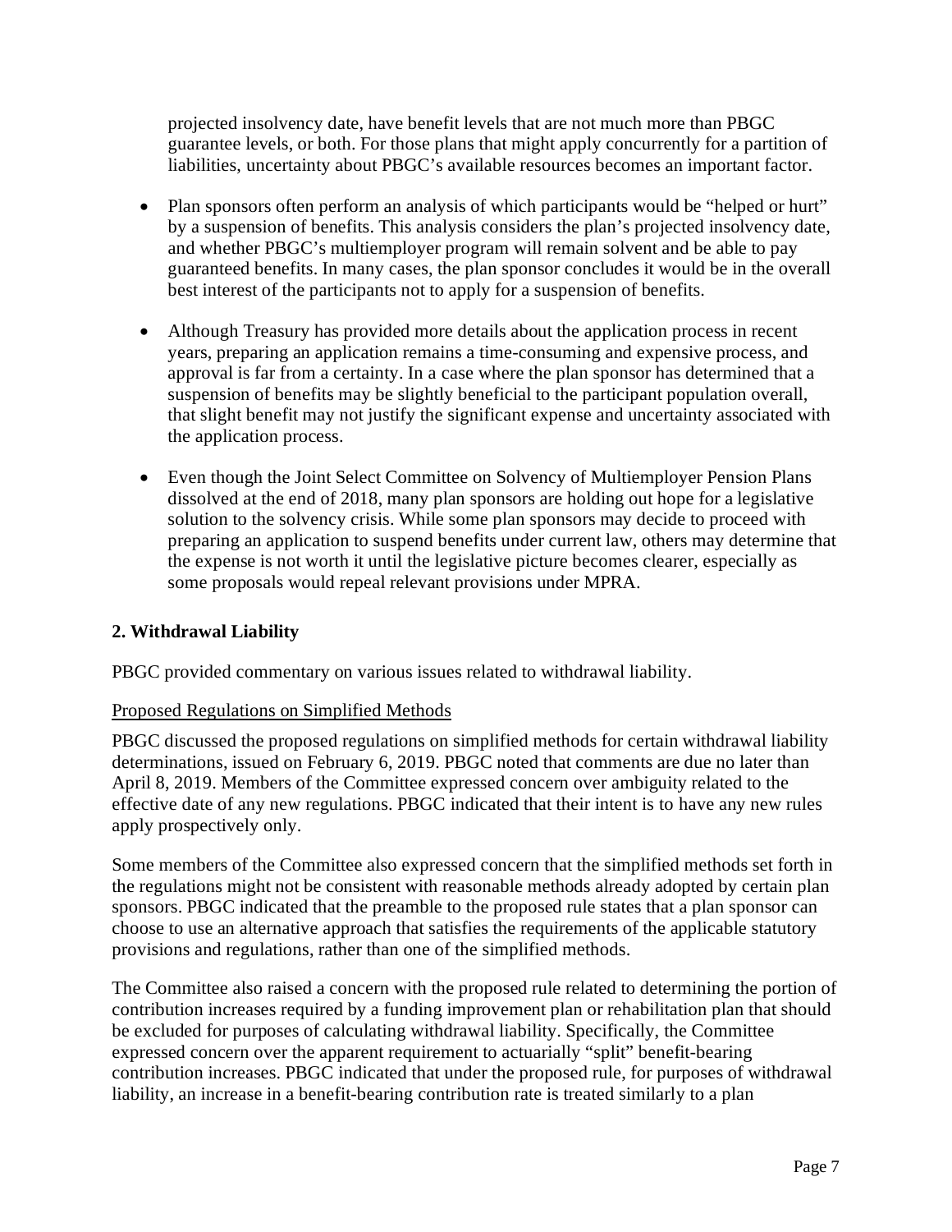projected insolvency date, have benefit levels that are not much more than PBGC guarantee levels, or both. For those plans that might apply concurrently for a partition of liabilities, uncertainty about PBGC's available resources becomes an important factor.

- Plan sponsors often perform an analysis of which participants would be "helped or hurt" by a suspension of benefits. This analysis considers the plan's projected insolvency date, and whether PBGC's multiemployer program will remain solvent and be able to pay guaranteed benefits. In many cases, the plan sponsor concludes it would be in the overall best interest of the participants not to apply for a suspension of benefits.

- Although Treasury has provided more details about the application process in recent years, preparing an application remains a time-consuming and expensive process, and approval is far from a certainty. In a case where the plan sponsor has determined that a suspension of benefits may be slightly beneficial to the participant population overall, that slight benefit may not justify the significant expense and uncertainty associated with the application process.

- Even though the Joint Select Committee on Solvency of Multiemployer Pension Plans dissolved at the end of 2018, many plan sponsors are holding out hope for a legislative solution to the solvency crisis. While some plan sponsors may decide to proceed with preparing an application to suspend benefits under current law, others may determine that the expense is not worth it until the legislative picture becomes clearer, especially as some proposals would repeal relevant provisions under MPRA.

## 2. Withdrawal Liability

PBGC provided commentary on various issues related to withdrawal liability.

Proposed Regulations on Simplified Methods

PBGC discussed the proposed regulations on simplified methods for certain withdrawal liability determinations, issued on February 6, 2019. PBGC noted that comments are due no later than April 8, 2019. Members of the Committee expressed concern over ambiguity related to the effective date of any new regulations. PBGC indicated that their intent is to have any new rules apply prospectively only.

Some members of the Committee also expressed concern that the simplified methods set forth in the regulations might not be consistent with reasonable methods already adopted by certain plan sponsors. PBGC indicated that the preamble to the proposed rule states that a plan sponsor can choose to use an alternative approach that satisfies the requirements of the applicable statutory provisions and regulations, rather than one of the simplified methods.

The Committee also raised a concern with the proposed rule related to determining the portion of contribution increases required by a funding improvement plan or rehabilitation plan that should be excluded for purposes of calculating withdrawal liability. Specifically, the Committee expressed concern over the apparent requirement to actuarially "split" benefit-bearing contribution increases. PBGC indicated that under the proposed rule, for purposes of withdrawal liability, an increase in a benefit-bearing contribution rate is treated similarly to a plan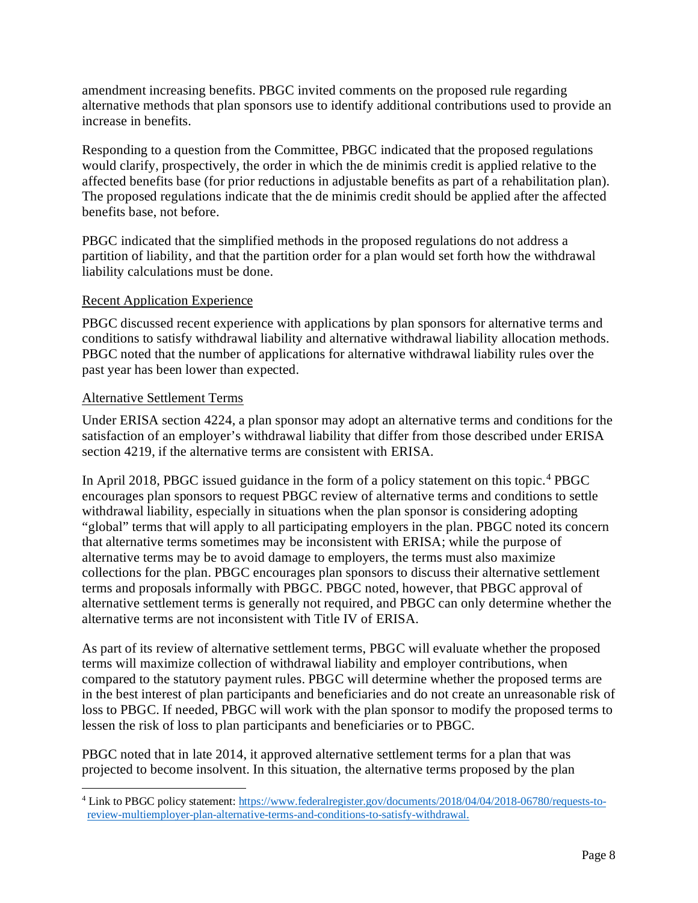amendment increasing benefits. PBGC invited comments on the proposed rule regarding alternative methods that plan sponsors use to identify additional contributions used to provide an increase in benefits.

Responding to a question from the Committee, PBGC indicated that the proposed regulations would clarify, prospectively, the order in which the de minimis credit is applied relative to the affected benefits base (for prior reductions in adjustable benefits as part of a rehabilitation plan). The proposed regulations indicate that the de minimis credit should be applied after the affected benefits base, not before.

PBGC indicated that the simplified methods in the proposed regulations do not address a partition of liability, and that the partition order for a plan would set forth how the withdrawal liability calculations must be done.

Recent Application Experience

PBGC discussed recent experience with applications by plan sponsors for alternative terms and conditions to satisfy withdrawal liability and alternative withdrawal liability allocation methods. PBGC noted that the number of applications for alternative withdrawal liability rules over the past year has been lower than expected.

Alternative Settlement Terms

Under ERISA section 4224, a plan sponsor may adopt an alternative terms and conditions for the satisfaction of an employer's withdrawal liability that differ from those described under ERISA section 4219, if the alternative terms are consistent with ERISA.

In April 2018, PBGC issued guidance in the form of a policy statement on this topic.[4] PBGC encourages plan sponsors to request PBGC review of alternative terms and conditions to settle withdrawal liability, especially in situations when the plan sponsor is considering adopting "global" terms that will apply to all participating employers in the plan. PBGC noted its concern that alternative terms sometimes may be inconsistent with ERISA; while the purpose of alternative terms may be to avoid damage to employers, the terms must also maximize collections for the plan. PBGC encourages plan sponsors to discuss their alternative settlement terms and proposals informally with PBGC. PBGC noted, however, that PBGC approval of alternative settlement terms is generally not required, and PBGC can only determine whether the alternative terms are not inconsistent with Title IV of ERISA.

As part of its review of alternative settlement terms, PBGC will evaluate whether the proposed terms will maximize collection of withdrawal liability and employer contributions, when compared to the statutory payment rules. PBGC will determine whether the proposed terms are in the best interest of plan participants and beneficiaries and do not create an unreasonable risk of loss to PBGC. If needed, PBGC will work with the plan sponsor to modify the proposed terms to lessen the risk of loss to plan participants and beneficiaries or to PBGC.

PBGC noted that in late 2014, it approved alternative settlement terms for a plan that was projected to become insolvent. In this situation, the alternative terms proposed by the plan

[4] Link to PBGC policy statement: https://www.federalregister.gov/documents/2018/04/04/2018-06780/requests-to-review-multiemployer-plan-alternative-terms-and-conditions-to-satisfy-withdrawal.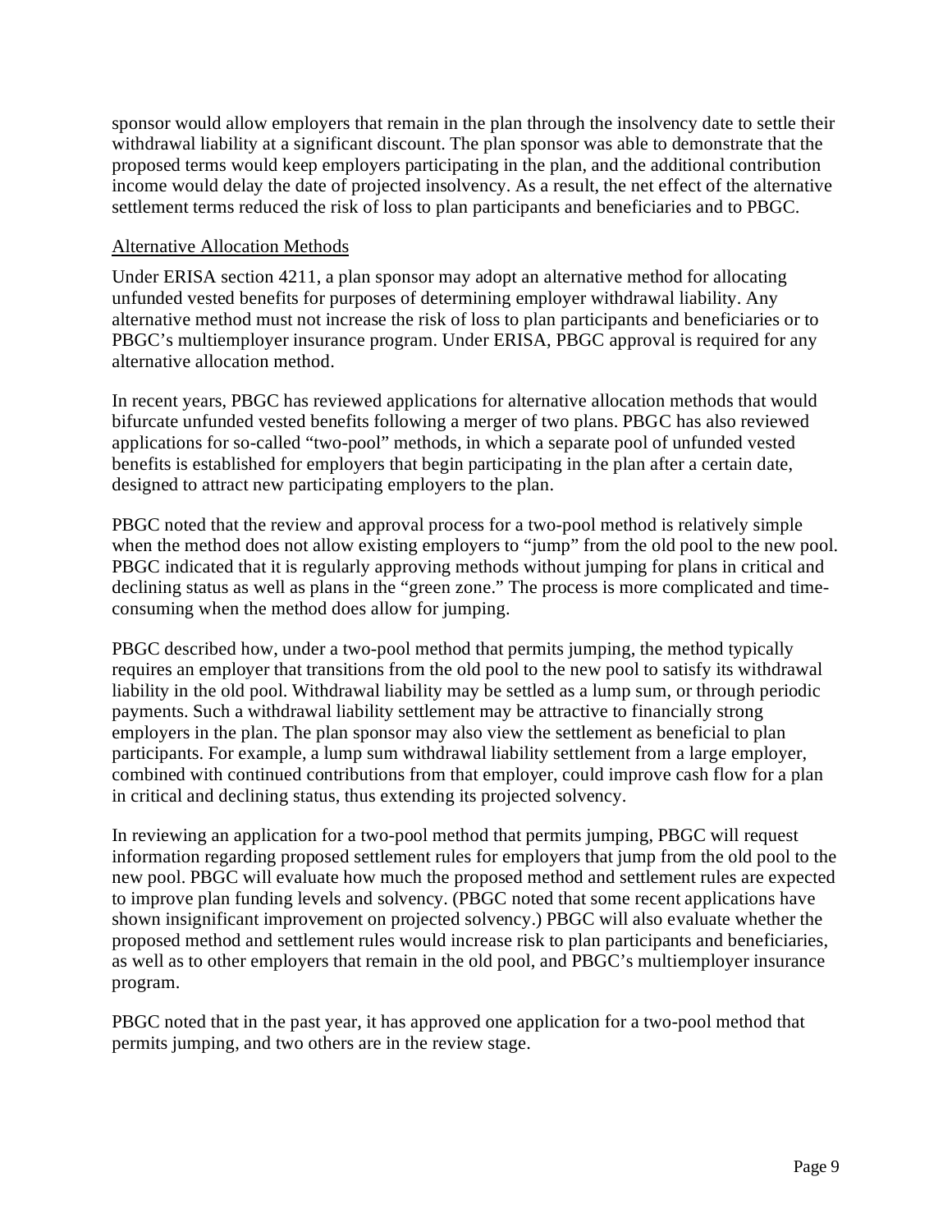sponsor would allow employers that remain in the plan through the insolvency date to settle their withdrawal liability at a significant discount. The plan sponsor was able to demonstrate that the proposed terms would keep employers participating in the plan, and the additional contribution income would delay the date of projected insolvency. As a result, the net effect of the alternative settlement terms reduced the risk of loss to plan participants and beneficiaries and to PBGC.

<u>Alternative Allocation Methods</u>

Under ERISA section 4211, a plan sponsor may adopt an alternative method for allocating unfunded vested benefits for purposes of determining employer withdrawal liability. Any alternative method must not increase the risk of loss to plan participants and beneficiaries or to PBGC's multiemployer insurance program. Under ERISA, PBGC approval is required for any alternative allocation method.

In recent years, PBGC has reviewed applications for alternative allocation methods that would bifurcate unfunded vested benefits following a merger of two plans. PBGC has also reviewed applications for so-called "two-pool" methods, in which a separate pool of unfunded vested benefits is established for employers that begin participating in the plan after a certain date, designed to attract new participating employers to the plan.

PBGC noted that the review and approval process for a two-pool method is relatively simple when the method does not allow existing employers to "jump" from the old pool to the new pool. PBGC indicated that it is regularly approving methods without jumping for plans in critical and declining status as well as plans in the "green zone." The process is more complicated and time-consuming when the method does allow for jumping.

PBGC described how, under a two-pool method that permits jumping, the method typically requires an employer that transitions from the old pool to the new pool to satisfy its withdrawal liability in the old pool. Withdrawal liability may be settled as a lump sum, or through periodic payments. Such a withdrawal liability settlement may be attractive to financially strong employers in the plan. The plan sponsor may also view the settlement as beneficial to plan participants. For example, a lump sum withdrawal liability settlement from a large employer, combined with continued contributions from that employer, could improve cash flow for a plan in critical and declining status, thus extending its projected solvency.

In reviewing an application for a two-pool method that permits jumping, PBGC will request information regarding proposed settlement rules for employers that jump from the old pool to the new pool. PBGC will evaluate how much the proposed method and settlement rules are expected to improve plan funding levels and solvency. (PBGC noted that some recent applications have shown insignificant improvement on projected solvency.) PBGC will also evaluate whether the proposed method and settlement rules would increase risk to plan participants and beneficiaries, as well as to other employers that remain in the old pool, and PBGC's multiemployer insurance program.

PBGC noted that in the past year, it has approved one application for a two-pool method that permits jumping, and two others are in the review stage.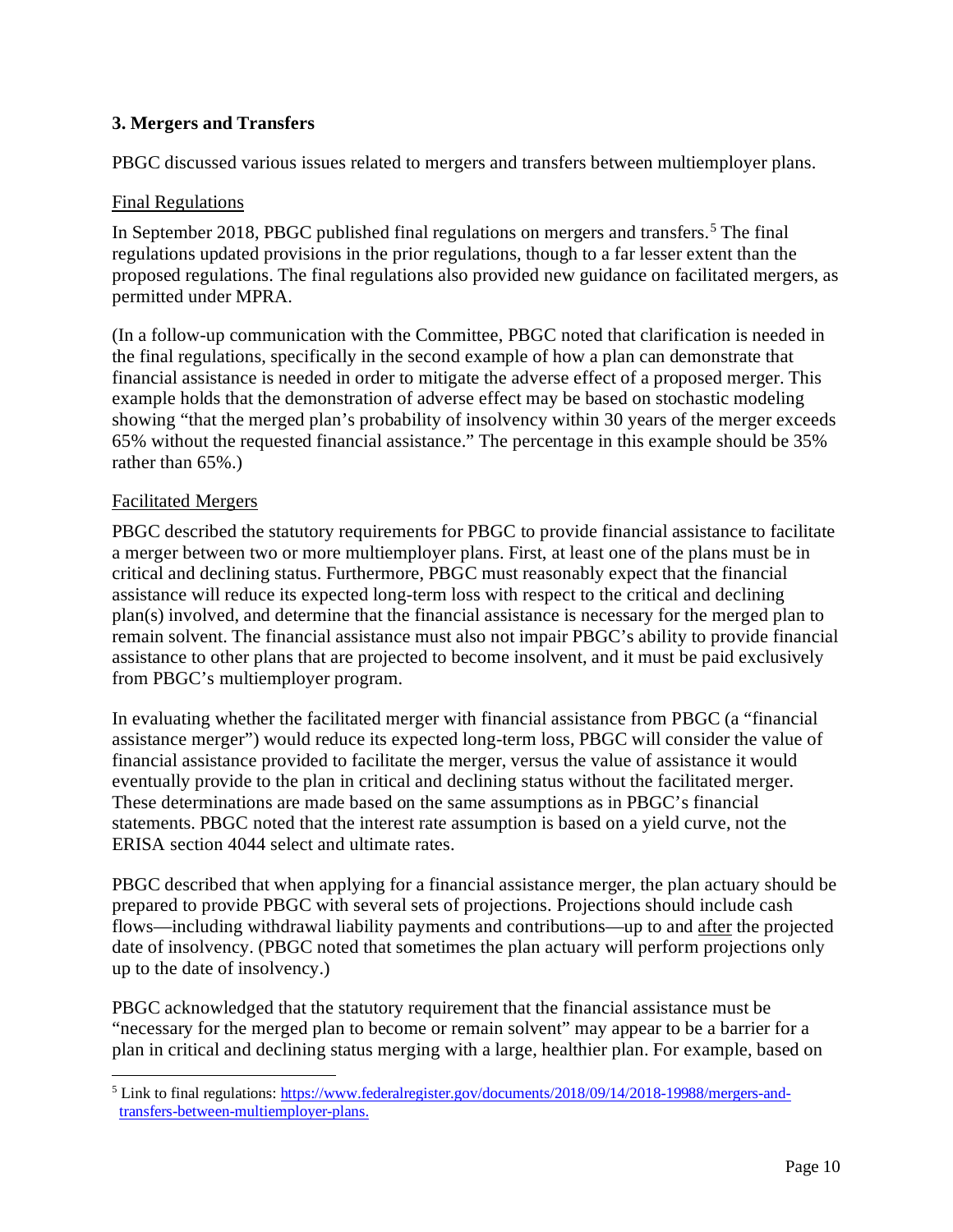### 3. Mergers and Transfers

PBGC discussed various issues related to mergers and transfers between multiemployer plans.

Final Regulations

In September 2018, PBGC published final regulations on mergers and transfers.[5] The final regulations updated provisions in the prior regulations, though to a far lesser extent than the proposed regulations. The final regulations also provided new guidance on facilitated mergers, as permitted under MPRA.

(In a follow-up communication with the Committee, PBGC noted that clarification is needed in the final regulations, specifically in the second example of how a plan can demonstrate that financial assistance is needed in order to mitigate the adverse effect of a proposed merger. This example holds that the demonstration of adverse effect may be based on stochastic modeling showing "that the merged plan's probability of insolvency within 30 years of the merger exceeds 65% without the requested financial assistance." The percentage in this example should be 35% rather than 65%.)

Facilitated Mergers

PBGC described the statutory requirements for PBGC to provide financial assistance to facilitate a merger between two or more multiemployer plans. First, at least one of the plans must be in critical and declining status. Furthermore, PBGC must reasonably expect that the financial assistance will reduce its expected long-term loss with respect to the critical and declining plan(s) involved, and determine that the financial assistance is necessary for the merged plan to remain solvent. The financial assistance must also not impair PBGC's ability to provide financial assistance to other plans that are projected to become insolvent, and it must be paid exclusively from PBGC's multiemployer program.

In evaluating whether the facilitated merger with financial assistance from PBGC (a "financial assistance merger") would reduce its expected long-term loss, PBGC will consider the value of financial assistance provided to facilitate the merger, versus the value of assistance it would eventually provide to the plan in critical and declining status without the facilitated merger. These determinations are made based on the same assumptions as in PBGC's financial statements. PBGC noted that the interest rate assumption is based on a yield curve, not the ERISA section 4044 select and ultimate rates.

PBGC described that when applying for a financial assistance merger, the plan actuary should be prepared to provide PBGC with several sets of projections. Projections should include cash flows—including withdrawal liability payments and contributions—up to and after the projected date of insolvency. (PBGC noted that sometimes the plan actuary will perform projections only up to the date of insolvency.)

PBGC acknowledged that the statutory requirement that the financial assistance must be "necessary for the merged plan to become or remain solvent" may appear to be a barrier for a plan in critical and declining status merging with a large, healthier plan. For example, based on

[5] Link to final regulations: [https://www.federalregister.gov/documents/2018/09/14/2018-19988/mergers-and-transfers-between-multiemployer-plans.](https://www.federalregister.gov/documents/2018/09/14/2018-19988/mergers-and-transfers-between-multiemployer-plans)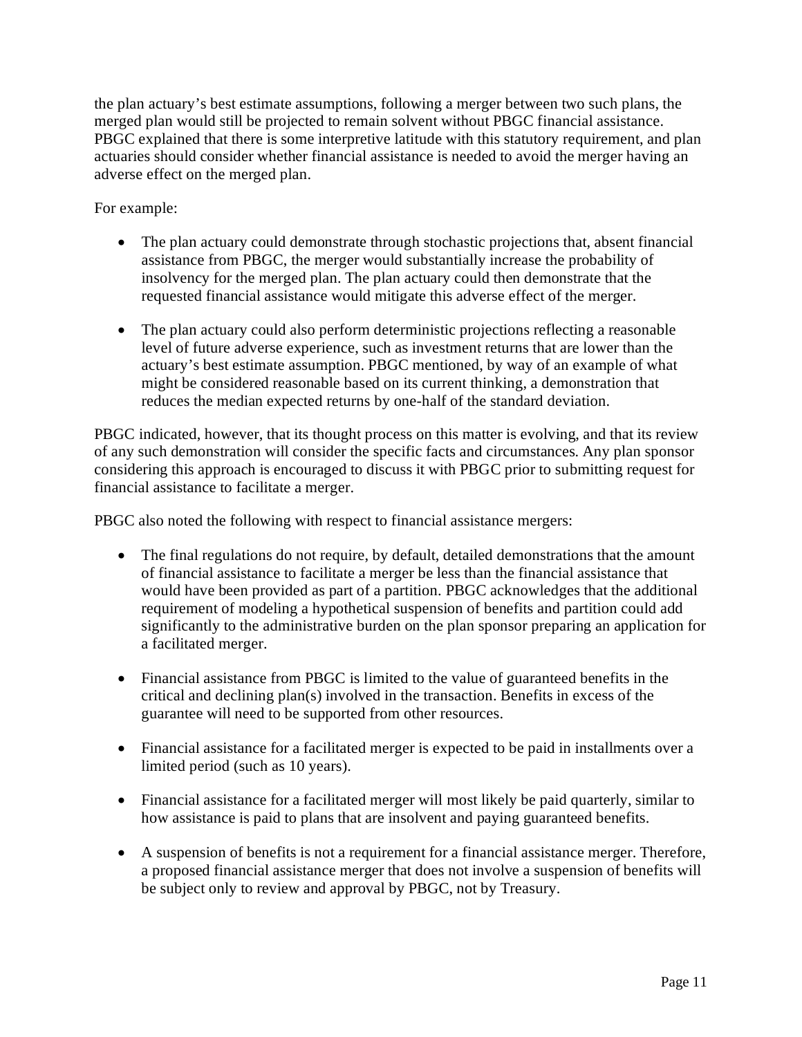the plan actuary's best estimate assumptions, following a merger between two such plans, the merged plan would still be projected to remain solvent without PBGC financial assistance. PBGC explained that there is some interpretive latitude with this statutory requirement, and plan actuaries should consider whether financial assistance is needed to avoid the merger having an adverse effect on the merged plan.

For example:

- The plan actuary could demonstrate through stochastic projections that, absent financial assistance from PBGC, the merger would substantially increase the probability of insolvency for the merged plan. The plan actuary could then demonstrate that the requested financial assistance would mitigate this adverse effect of the merger.

- The plan actuary could also perform deterministic projections reflecting a reasonable level of future adverse experience, such as investment returns that are lower than the actuary's best estimate assumption. PBGC mentioned, by way of an example of what might be considered reasonable based on its current thinking, a demonstration that reduces the median expected returns by one-half of the standard deviation.

PBGC indicated, however, that its thought process on this matter is evolving, and that its review of any such demonstration will consider the specific facts and circumstances. Any plan sponsor considering this approach is encouraged to discuss it with PBGC prior to submitting request for financial assistance to facilitate a merger.

PBGC also noted the following with respect to financial assistance mergers:

- The final regulations do not require, by default, detailed demonstrations that the amount of financial assistance to facilitate a merger be less than the financial assistance that would have been provided as part of a partition. PBGC acknowledges that the additional requirement of modeling a hypothetical suspension of benefits and partition could add significantly to the administrative burden on the plan sponsor preparing an application for a facilitated merger.

- Financial assistance from PBGC is limited to the value of guaranteed benefits in the critical and declining plan(s) involved in the transaction. Benefits in excess of the guarantee will need to be supported from other resources.

- Financial assistance for a facilitated merger is expected to be paid in installments over a limited period (such as 10 years).

- Financial assistance for a facilitated merger will most likely be paid quarterly, similar to how assistance is paid to plans that are insolvent and paying guaranteed benefits.

- A suspension of benefits is not a requirement for a financial assistance merger. Therefore, a proposed financial assistance merger that does not involve a suspension of benefits will be subject only to review and approval by PBGC, not by Treasury.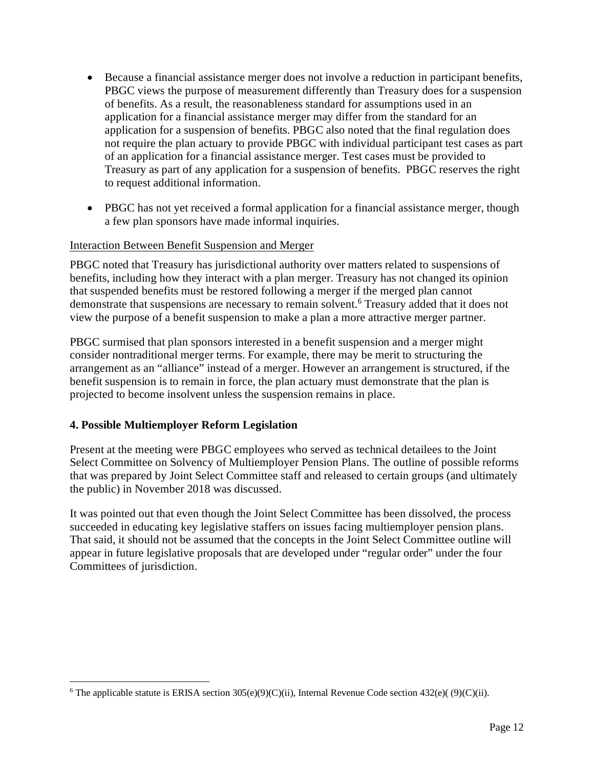- Because a financial assistance merger does not involve a reduction in participant benefits, PBGC views the purpose of measurement differently than Treasury does for a suspension of benefits. As a result, the reasonableness standard for assumptions used in an application for a financial assistance merger may differ from the standard for an application for a suspension of benefits. PBGC also noted that the final regulation does not require the plan actuary to provide PBGC with individual participant test cases as part of an application for a financial assistance merger. Test cases must be provided to Treasury as part of any application for a suspension of benefits. PBGC reserves the right to request additional information.

- PBGC has not yet received a formal application for a financial assistance merger, though a few plan sponsors have made informal inquiries.

Interaction Between Benefit Suspension and Merger

PBGC noted that Treasury has jurisdictional authority over matters related to suspensions of benefits, including how they interact with a plan merger. Treasury has not changed its opinion that suspended benefits must be restored following a merger if the merged plan cannot demonstrate that suspensions are necessary to remain solvent.[6] Treasury added that it does not view the purpose of a benefit suspension to make a plan a more attractive merger partner.

PBGC surmised that plan sponsors interested in a benefit suspension and a merger might consider nontraditional merger terms. For example, there may be merit to structuring the arrangement as an "alliance" instead of a merger. However an arrangement is structured, if the benefit suspension is to remain in force, the plan actuary must demonstrate that the plan is projected to become insolvent unless the suspension remains in place.

**4. Possible Multiemployer Reform Legislation**

Present at the meeting were PBGC employees who served as technical detailees to the Joint Select Committee on Solvency of Multiemployer Pension Plans. The outline of possible reforms that was prepared by Joint Select Committee staff and released to certain groups (and ultimately the public) in November 2018 was discussed.

It was pointed out that even though the Joint Select Committee has been dissolved, the process succeeded in educating key legislative staffers on issues facing multiemployer pension plans. That said, it should not be assumed that the concepts in the Joint Select Committee outline will appear in future legislative proposals that are developed under "regular order" under the four Committees of jurisdiction.

[6] The applicable statute is ERISA section 305(e)(9)(C)(ii), Internal Revenue Code section 432(e)( (9)(C)(ii).